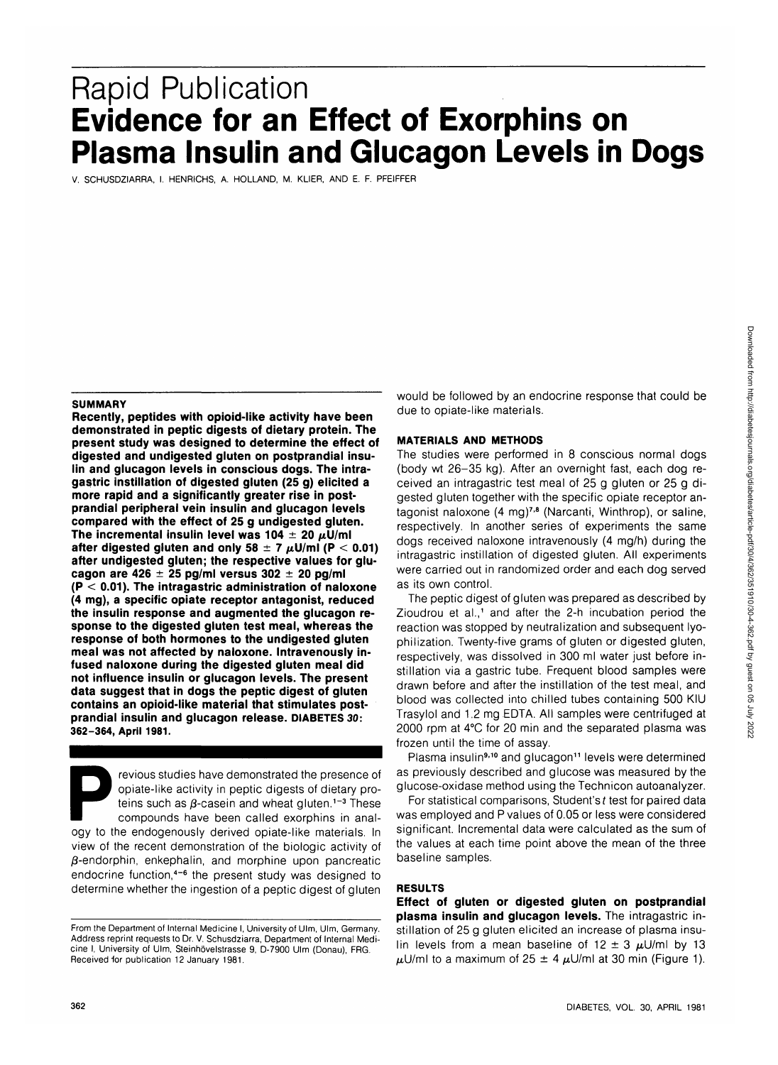Rapid Publication

# Evidence for an Effect of Exorphins on Plasma Insulin and Glucagon Levels in Dogs

V. SCHUSDZIARRA, I. HENRICHS, A. HOLLAND, M. KLIER, AND E. F. PFEIFFER

## SUMMARY

**Recently, peptides with opioid-like activity have been demonstrated in peptic digests of dietary protein. The present study was designed to determine the effect of digested and undigested gluten on postprandial insulin and glucagon levels in conscious dogs. The intragastric instillation of digested gluten (25 g) elicited a more rapid and a significantly greater rise in postprandial peripheral vein insulin and glucagon levels compared with the effect of 25 g undigested gluten. The incremental insulin level was 104 ± 20 μU/ml after digested gluten and only 58 ± 7 μU/ml ($P < 0.01$) after undigested gluten; the respective values for glucagon are 426 ± 25 pg/ml versus 302 ± 20 pg/ml ($P < 0.01$). The intragastric administration of naloxone (4 mg), a specific opiate receptor antagonist, reduced the insulin response and augmented the glucagon response to the digested gluten test meal, whereas the response of both hormones to the undigested gluten meal was not affected by naloxone. Intravenously infused naloxone during the digested gluten meal did not influence insulin or glucagon levels. The present data suggest that in dogs the peptic digest of gluten contains an opioid-like material that stimulates postprandial insulin and glucagon release. DIABETES 30: 362–364, April 1981.**

Previous studies have demonstrated the presence of opiate-like activity in peptic digests of dietary proteins such as β-casein and wheat gluten.[1–3] These compounds have been called exorphins in analogy to the endogenously derived opiate-like materials. In view of the recent demonstration of the biologic activity of β-endorphin, enkephalin, and morphine upon pancreatic endocrine function,[4–6] the present study was designed to determine whether the ingestion of a peptic digest of gluten would be followed by an endocrine response that could be due to opiate-like materials.

From the Department of Internal Medicine I, University of Ulm, Ulm, Germany. Address reprint requests to Dr. V. Schusdziarra, Department of Internal Medicine I, University of Ulm, Steinhövelstrasse 9, D-7900 Ulm (Donau), FRG. Received for publication 12 January 1981.

## MATERIALS AND METHODS

The studies were performed in 8 conscious normal dogs (body wt 26–35 kg). After an overnight fast, each dog received an intragastric test meal of 25 g gluten or 25 g digested gluten together with the specific opiate receptor antagonist naloxone (4 mg)[7,8] (Narcanti, Winthrop), or saline, respectively. In another series of experiments the same dogs received naloxone intravenously (4 mg/h) during the intragastric instillation of digested gluten. All experiments were carried out in randomized order and each dog served as its own control.

The peptic digest of gluten was prepared as described by Zioudrou et al.,[1] and after the 2-h incubation period the reaction was stopped by neutralization and subsequent lyophilization. Twenty-five grams of gluten or digested gluten, respectively, was dissolved in 300 ml water just before instillation via a gastric tube. Frequent blood samples were drawn before and after the instillation of the test meal, and blood was collected into chilled tubes containing 500 KIU Trasylol and 1.2 mg EDTA. All samples were centrifuged at 2000 rpm at 4°C for 20 min and the separated plasma was frozen until the time of assay.

Plasma insulin[9,10] and glucagon[11] levels were determined as previously described and glucose was measured by the glucose-oxidase method using the Technicon autoanalyzer.

For statistical comparisons, Student's *t* test for paired data was employed and P values of 0.05 or less were considered significant. Incremental data were calculated as the sum of the values at each time point above the mean of the three baseline samples.

## RESULTS

**Effect of gluten or digested gluten on postprandial plasma insulin and glucagon levels.** The intragastric instillation of 25 g gluten elicited an increase of plasma insulin levels from a mean baseline of 12 ± 3 μU/ml by 13 μU/ml to a maximum of 25 ± 4 μU/ml at 30 min (Figure 1).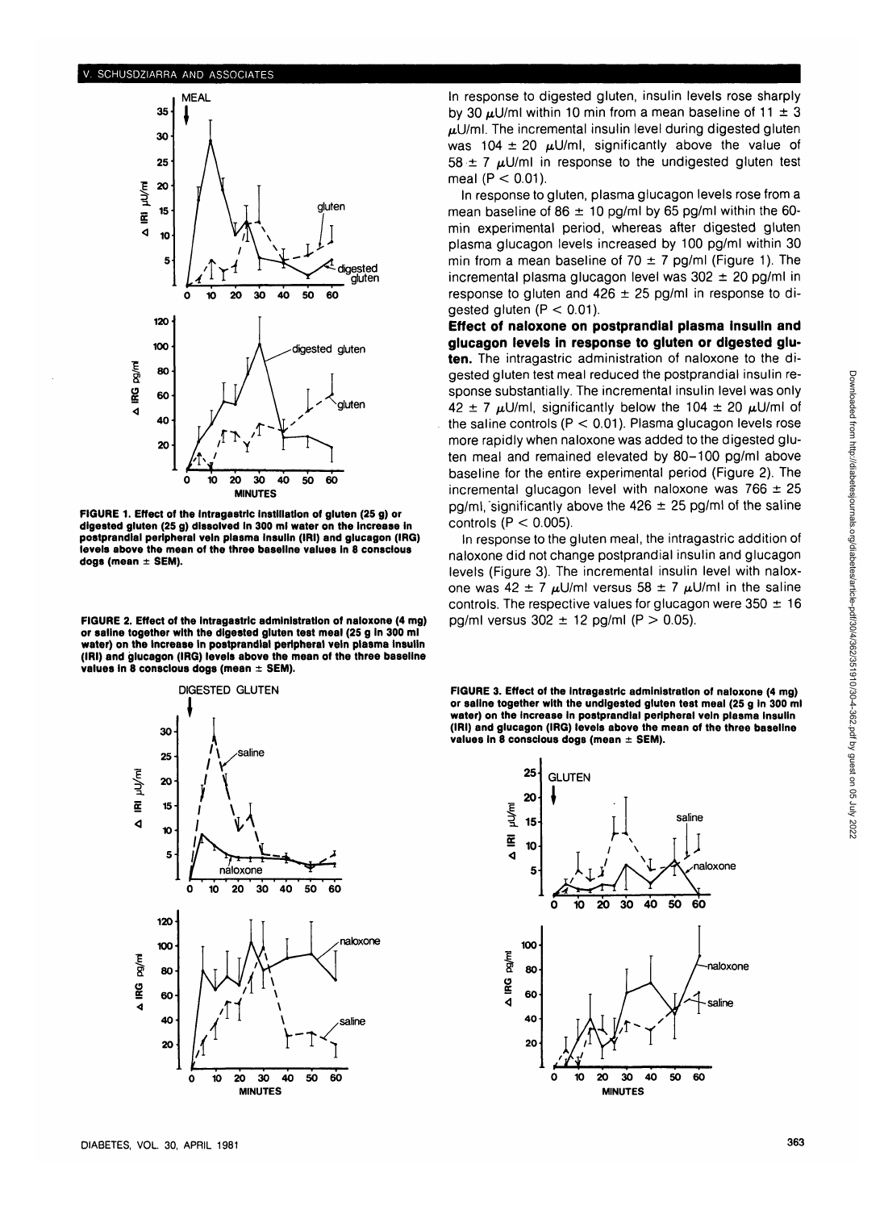MEAL

35

30

25

Δ IRI μU/ml

20

15

10

5

gluten

digested gluten

0 10 20 30 40 50 60

120

100

80

Δ IRG pg/ml

60

40

20

digested gluten

gluten

0 10 20 30 40 50 60

MINUTES

**FIGURE 1. Effect of the intragastric instillation of gluten (25 g) or digested gluten (25 g) dissolved in 300 ml water on the increase in postprandial peripheral vein plasma insulin (IRI) and glucagon (IRG) levels above the mean of the three baseline values in 8 conscious dogs (mean ± SEM).**

**FIGURE 2. Effect of the intragastric administration of naloxone (4 mg) or saline together with the digested gluten test meal (25 g in 300 ml water) on the increase in postprandial peripheral vein plasma insulin (IRI) and glucagon (IRG) levels above the mean of the three baseline values in 8 conscious dogs (mean ± SEM).**

DIGESTED GLUTEN

30

25

20

Δ IRI μU/ml

15

10

5

saline

naloxone

0 10 20 30 40 50 60

120

100

80

Δ IRG pg/ml

60

40

20

naloxone

saline

0 10 20 30 40 50 60

MINUTES

In response to digested gluten, insulin levels rose sharply by 30 μU/ml within 10 min from a mean baseline of 11 ± 3 μU/ml. The incremental insulin level during digested gluten was 104 ± 20 μU/ml, significantly above the value of 58 ± 7 μU/ml in response to the undigested gluten test meal ($P < 0.01$).

In response to gluten, plasma glucagon levels rose from a mean baseline of 86 ± 10 pg/ml by 65 pg/ml within the 60-min experimental period, whereas after digested gluten plasma glucagon levels increased by 100 pg/ml within 30 min from a mean baseline of 70 ± 7 pg/ml (Figure 1). The incremental plasma glucagon level was 302 ± 20 pg/ml in response to gluten and 426 ± 25 pg/ml in response to digested gluten ($P < 0.01$).

**Effect of naloxone on postprandial plasma insulin and glucagon levels in response to gluten or digested gluten.** The intragastric administration of naloxone to the digested gluten test meal reduced the postprandial insulin response substantially. The incremental insulin level was only 42 ± 7 μU/ml, significantly below the 104 ± 20 μU/ml of the saline controls ($P < 0.01$). Plasma glucagon levels rose more rapidly when naloxone was added to the digested gluten meal and remained elevated by 80–100 pg/ml above baseline for the entire experimental period (Figure 2). The incremental glucagon level with naloxone was 766 ± 25 pg/ml, significantly above the 426 ± 25 pg/ml of the saline controls ($P < 0.005$).

In response to the gluten meal, the intragastric addition of naloxone did not change postprandial insulin and glucagon levels (Figure 3). The incremental insulin level with naloxone was 42 ± 7 μU/ml versus 58 ± 7 μU/ml in the saline controls. The respective values for glucagon were 350 ± 16 pg/ml versus 302 ± 12 pg/ml ($P > 0.05$).

**FIGURE 3. Effect of the intragastric administration of naloxone (4 mg) or saline together with the undigested gluten test meal (25 g in 300 ml water) on the increase in postprandial peripheral vein plasma insulin (IRI) and glucagon (IRG) levels above the mean of the three baseline values in 8 conscious dogs (mean ± SEM).**

25

GLUTEN

20

15

Δ IRI μU/ml

10

5

saline

naloxone

0 10 20 30 40 50 60

100

80

Δ IRG pg/ml

60

40

20

naloxone

saline

0 10 20 30 40 50 60

MINUTES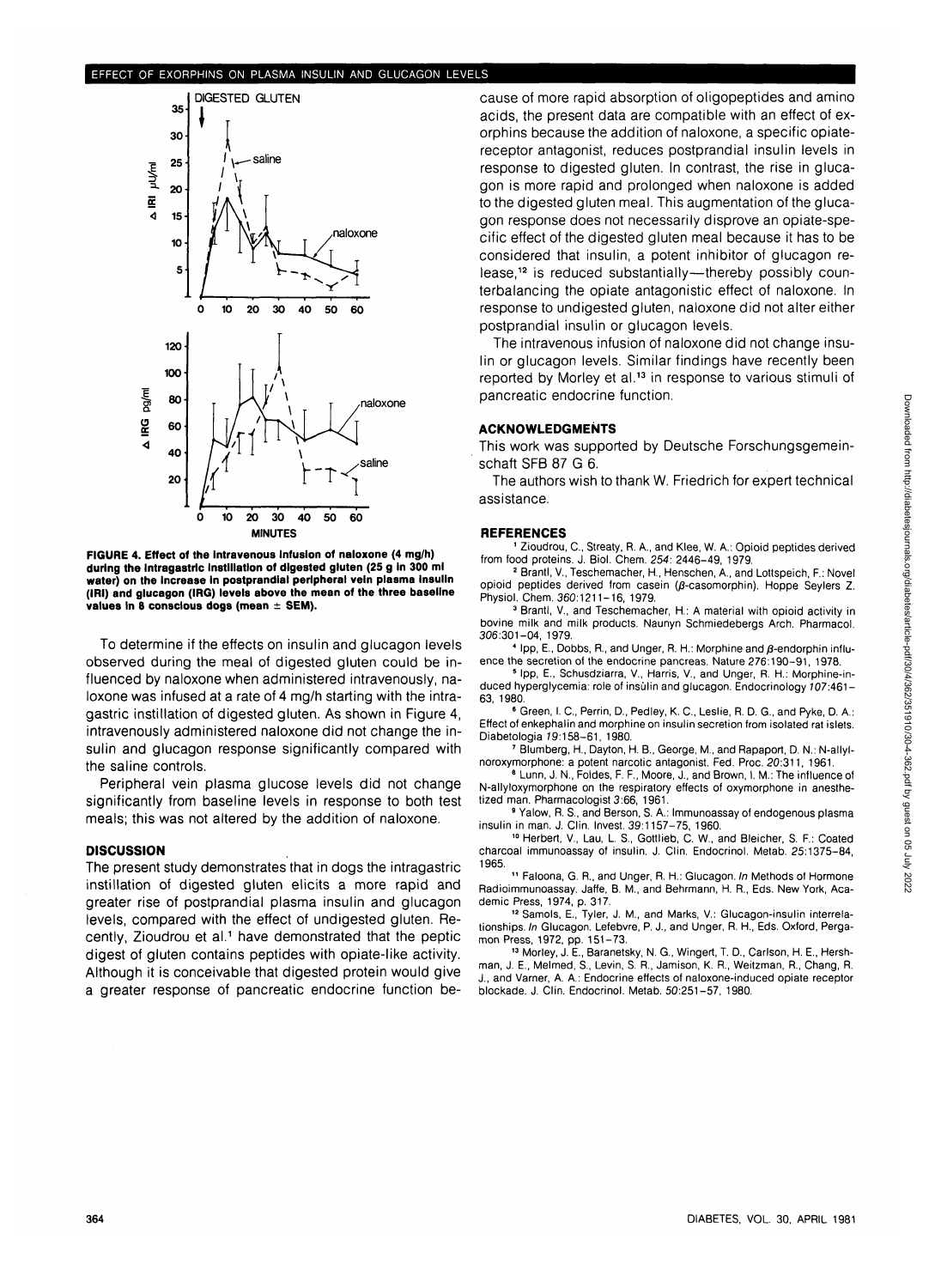DIGESTED GLUTEN

35
30
25
20
15
10
5

Δ IRI μU/ml

saline

naloxone

0 10 20 30 40 50 60

120
100
80
60
40
20

Δ IRG pg/ml

naloxone

saline

0 10 20 30 40 50 60

MINUTES

**FIGURE 4. Effect of the intravenous infusion of naloxone (4 mg/h) during the intragastric instillation of digested gluten (25 g in 300 ml water) on the increase in postprandial peripheral vein plasma insulin (IRI) and glucagon (IRG) levels above the mean of the three baseline values in 8 conscious dogs (mean ± SEM).**

To determine if the effects on insulin and glucagon levels observed during the meal of digested gluten could be influenced by naloxone when administered intravenously, naloxone was infused at a rate of 4 mg/h starting with the intragastric instillation of digested gluten. As shown in Figure 4, intravenously administered naloxone did not change the insulin and glucagon response significantly compared with the saline controls.

Peripheral vein plasma glucose levels did not change significantly from baseline levels in response to both test meals; this was not altered by the addition of naloxone.

## DISCUSSION

The present study demonstrates that in dogs the intragastric instillation of digested gluten elicits a more rapid and greater rise of postprandial plasma insulin and glucagon levels, compared with the effect of undigested gluten. Recently, Zioudrou et al.[1] have demonstrated that the peptic digest of gluten contains peptides with opiate-like activity. Although it is conceivable that digested protein would give a greater response of pancreatic endocrine function because of more rapid absorption of oligopeptides and amino acids, the present data are compatible with an effect of exorphins because the addition of naloxone, a specific opiate-receptor antagonist, reduces postprandial insulin levels in response to digested gluten. In contrast, the rise in glucagon is more rapid and prolonged when naloxone is added to the digested gluten meal. This augmentation of the glucagon response does not necessarily disprove an opiate-specific effect of the digested gluten meal because it has to be considered that insulin, a potent inhibitor of glucagon release,[12] is reduced substantially—thereby possibly counterbalancing the opiate antagonistic effect of naloxone. In response to undigested gluten, naloxone did not alter either postprandial insulin or glucagon levels.

The intravenous infusion of naloxone did not change insulin or glucagon levels. Similar findings have recently been reported by Morley et al.[13] in response to various stimuli of pancreatic endocrine function.

## ACKNOWLEDGMENTS

This work was supported by Deutsche Forschungsgemeinschaft SFB 87 G 6.

The authors wish to thank W. Friedrich for expert technical assistance.

## REFERENCES

1. Zioudrou, C., Streaty, R. A., and Klee, W. A.: Opioid peptides derived from food proteins. J. Biol. Chem. *254*: 2446–49, 1979.
2. Brantl, V., Teschemacher, H., Henschen, A., and Lottspeich, F.: Novel opioid peptides derived from casein (β-casomorphin). Hoppe Seylers Z. Physiol. Chem. *360*:1211–16, 1979.
3. Brantl, V., and Teschemacher, H.: A material with opioid activity in bovine milk and milk products. Naunyn Schmiedebergs Arch. Pharmacol. *306*:301–04, 1979.
4. Ipp, E., Dobbs, R., and Unger, R. H.: Morphine and β-endorphin influence the secretion of the endocrine pancreas. Nature *276*:190–91, 1978.
5. Ipp, E., Schusdziarra, V., Harris, V., and Unger, R. H.: Morphine-induced hyperglycemia: role of insulin and glucagon. Endocrinology *107*:461–63, 1980.
6. Green, I. C., Perrin, D., Pedley, K. C., Leslie, R. D. G., and Pyke, D. A.: Effect of enkephalin and morphine on insulin secretion from isolated rat islets. Diabetologia *19*:158–61, 1980.
7. Blumberg, H., Dayton, H. B., George, M., and Rapaport, D. N.: N-allylnoroxymorphone: a potent narcotic antagonist. Fed. Proc. *20*:311, 1961.
8. Lunn, J. N., Foldes, F. F., Moore, J., and Brown, I. M.: The influence of N-allyloxymorphone on the respiratory effects of oxymorphone in anesthetized man. Pharmacologist *3*:66, 1961.
9. Yalow, R. S., and Berson, S. A.: Immunoassay of endogenous plasma insulin in man. J. Clin. Invest. *39*:1157–75, 1960.
10. Herbert, V., Lau, L. S., Gottlieb, C. W., and Bleicher, S. F.: Coated charcoal immunoassay of insulin. J. Clin. Endocrinol. Metab. *25*:1375–84, 1965.
11. Faloona, G. R., and Unger, R. H.: Glucagon. *In* Methods of Hormone Radioimmunoassay. Jaffe, B. M., and Behrmann, H. R., Eds. New York, Academic Press, 1974, p. 317.
12. Samols, E., Tyler, J. M., and Marks, V.: Glucagon-insulin interrelationships. *In* Glucagon. Lefebvre, P. J., and Unger, R. H., Eds. Oxford, Pergamon Press, 1972, pp. 151–73.
13. Morley, J. E., Baranetsky, N. G., Wingert, T. D., Carlson, H. E., Hershman, J. E., Melmed, S., Levin, S. R., Jamison, K. R., Weitzman, R., Chang, R. J., and Varner, A. A.: Endocrine effects of naloxone-induced opiate receptor blockade. J. Clin. Endocrinol. Metab. *50*:251–57, 1980.